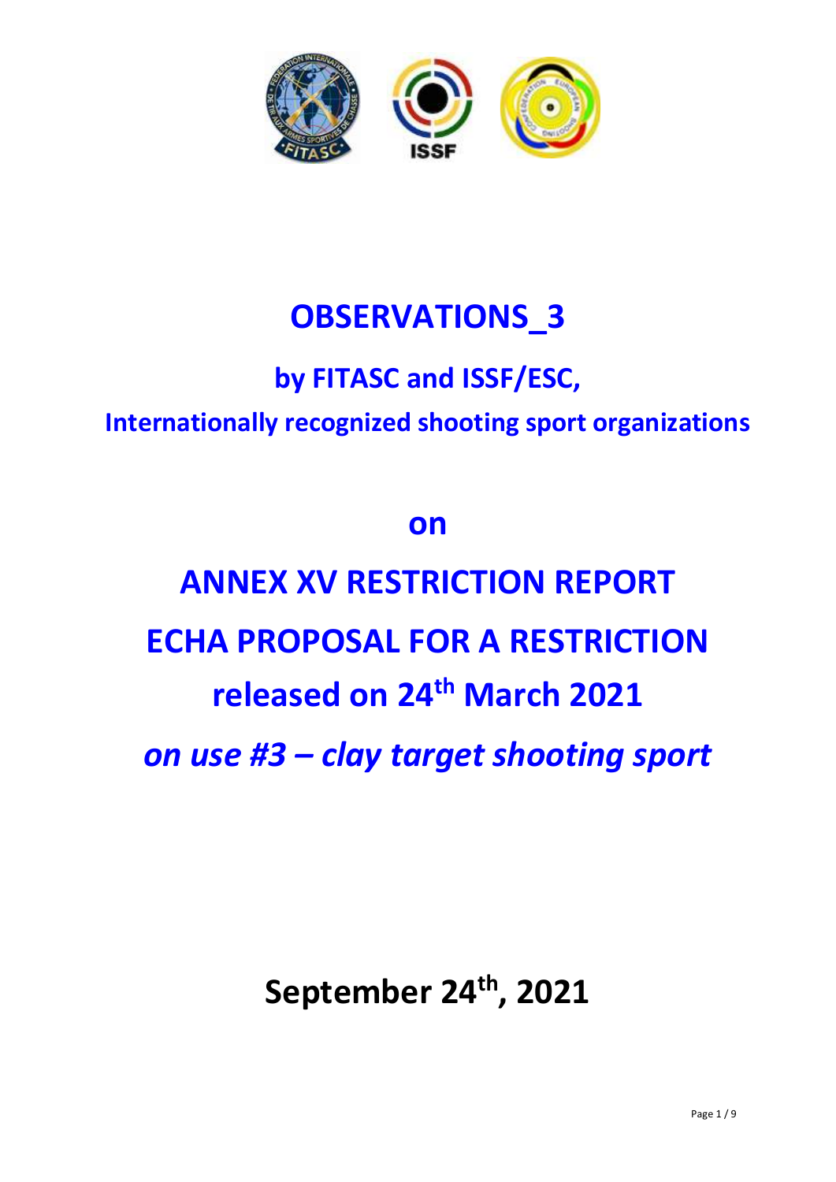# OBSERVATIONS_3

## by FITASC and ISSF/ESC,

### Internationally recognized shooting sport organizations

## on

# ANNEX XV RESTRICTION REPORT

# ECHA PROPOSAL FOR A RESTRICTION

## released on 24th March 2021

## *on use #3 – clay target shooting sport*

## September 24th, 2021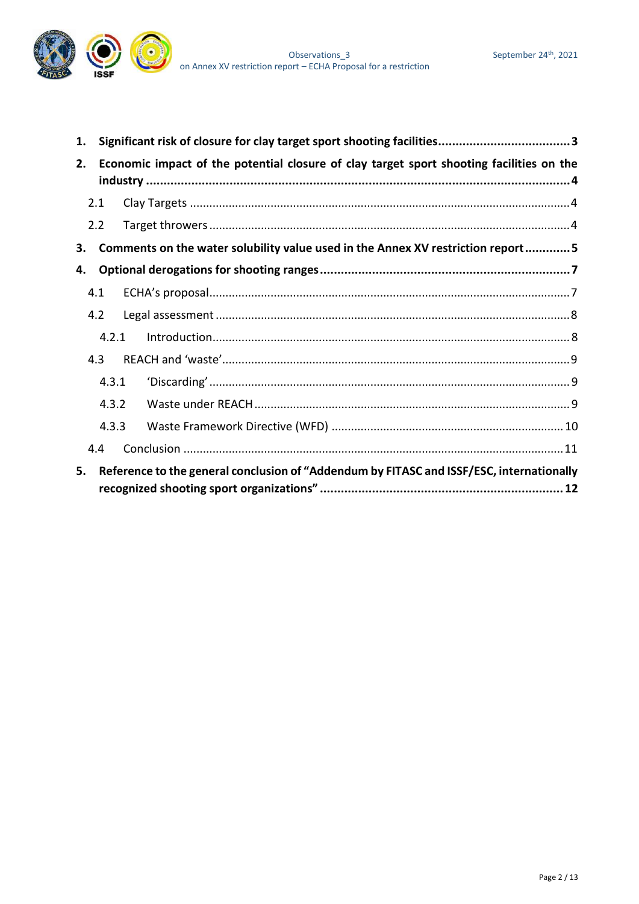1. **Significant risk of closure for clay target sport shooting facilities ..... 3**
2. **Economic impact of the potential closure of clay target sport shooting facilities on the industry ..... 4**
   - 2.1 Clay Targets ..... 4
   - 2.2 Target throwers ..... 4
3. **Comments on the water solubility value used in the Annex XV restriction report ..... 5**
4. **Optional derogations for shooting ranges ..... 7**
   - 4.1 ECHA's proposal ..... 7
   - 4.2 Legal assessment ..... 8
     - 4.2.1 Introduction ..... 8
   - 4.3 REACH and 'waste' ..... 9
     - 4.3.1 'Discarding' ..... 9
     - 4.3.2 Waste under REACH ..... 9
     - 4.3.3 Waste Framework Directive (WFD) ..... 10
   - 4.4 Conclusion ..... 11
5. **Reference to the general conclusion of "Addendum by FITASC and ISSF/ESC, internationally recognized shooting sport organizations" ..... 12**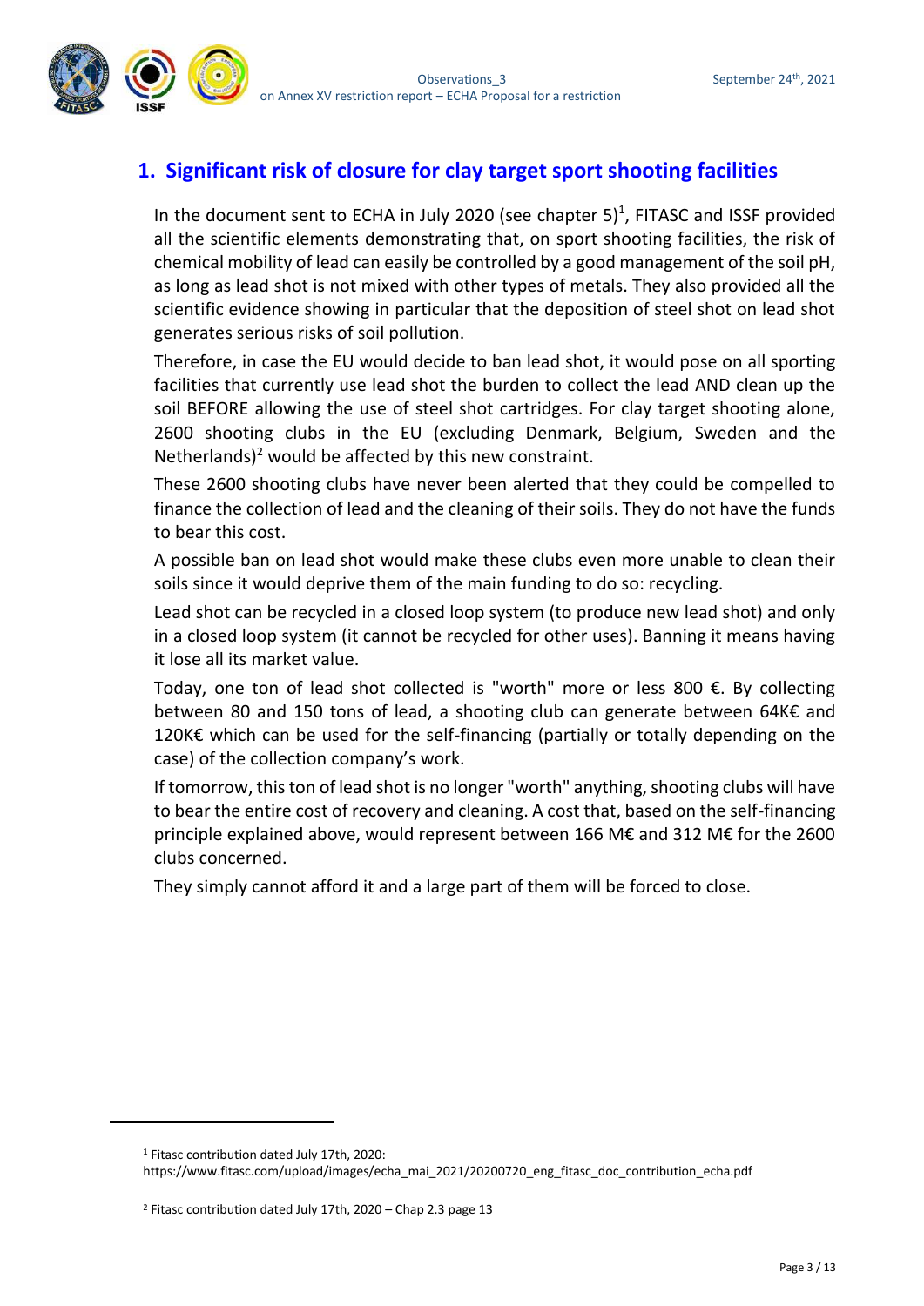## 1. Significant risk of closure for clay target sport shooting facilities

In the document sent to ECHA in July 2020 (see chapter 5)[1], FITASC and ISSF provided all the scientific elements demonstrating that, on sport shooting facilities, the risk of chemical mobility of lead can easily be controlled by a good management of the soil pH, as long as lead shot is not mixed with other types of metals. They also provided all the scientific evidence showing in particular that the deposition of steel shot on lead shot generates serious risks of soil pollution.

Therefore, in case the EU would decide to ban lead shot, it would pose on all sporting facilities that currently use lead shot the burden to collect the lead AND clean up the soil BEFORE allowing the use of steel shot cartridges. For clay target shooting alone, 2600 shooting clubs in the EU (excluding Denmark, Belgium, Sweden and the Netherlands)[2] would be affected by this new constraint.

These 2600 shooting clubs have never been alerted that they could be compelled to finance the collection of lead and the cleaning of their soils. They do not have the funds to bear this cost.

A possible ban on lead shot would make these clubs even more unable to clean their soils since it would deprive them of the main funding to do so: recycling.

Lead shot can be recycled in a closed loop system (to produce new lead shot) and only in a closed loop system (it cannot be recycled for other uses). Banning it means having it lose all its market value.

Today, one ton of lead shot collected is "worth" more or less 800 €. By collecting between 80 and 150 tons of lead, a shooting club can generate between 64K€ and 120K€ which can be used for the self-financing (partially or totally depending on the case) of the collection company's work.

If tomorrow, this ton of lead shot is no longer "worth" anything, shooting clubs will have to bear the entire cost of recovery and cleaning. A cost that, based on the self-financing principle explained above, would represent between 166 M€ and 312 M€ for the 2600 clubs concerned.

They simply cannot afford it and a large part of them will be forced to close.

---

[1] Fitasc contribution dated July 17th, 2020: https://www.fitasc.com/upload/images/echa_mai_2021/20200720_eng_fitasc_doc_contribution_echa.pdf

[2] Fitasc contribution dated July 17th, 2020 – Chap 2.3 page 13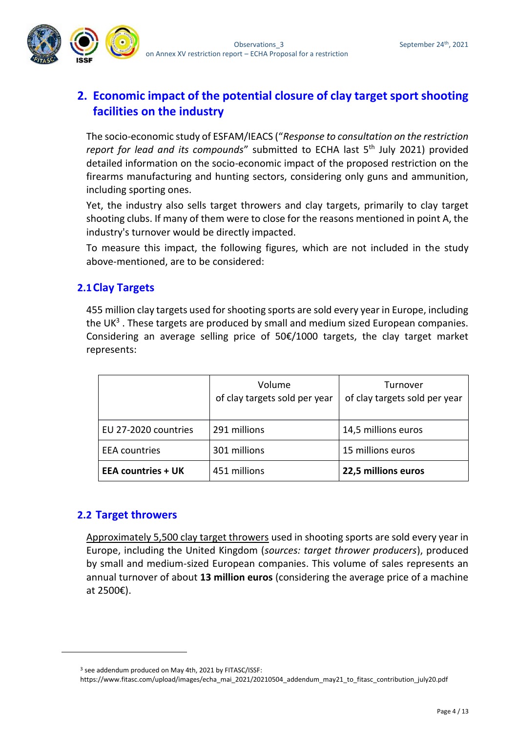## 2. Economic impact of the potential closure of clay target sport shooting facilities on the industry

The socio-economic study of ESFAM/IEACS ("*Response to consultation on the restriction report for lead and its compounds*" submitted to ECHA last 5th July 2021) provided detailed information on the socio-economic impact of the proposed restriction on the firearms manufacturing and hunting sectors, considering only guns and ammunition, including sporting ones.

Yet, the industry also sells target throwers and clay targets, primarily to clay target shooting clubs. If many of them were to close for the reasons mentioned in point A, the industry's turnover would be directly impacted.

To measure this impact, the following figures, which are not included in the study above-mentioned, are to be considered:

### 2.1 Clay Targets

455 million clay targets used for shooting sports are sold every year in Europe, including the UK[3] . These targets are produced by small and medium sized European companies. Considering an average selling price of 50€/1000 targets, the clay target market represents:

| | Volume of clay targets sold per year | Turnover of clay targets sold per year |
|---|---|---|
| EU 27-2020 countries | 291 millions | 14,5 millions euros |
| EEA countries | 301 millions | 15 millions euros |
| **EEA countries + UK** | 451 millions | **22,5 millions euros** |

### 2.2 Target throwers

Approximately 5,500 clay target throwers used in shooting sports are sold every year in Europe, including the United Kingdom (*sources: target thrower producers*), produced by small and medium-sized European companies. This volume of sales represents an annual turnover of about **13 million euros** (considering the average price of a machine at 2500€).

---

[3] see addendum produced on May 4th, 2021 by FITASC/ISSF: https://www.fitasc.com/upload/images/echa_mai_2021/20210504_addendum_may21_to_fitasc_contribution_july20.pdf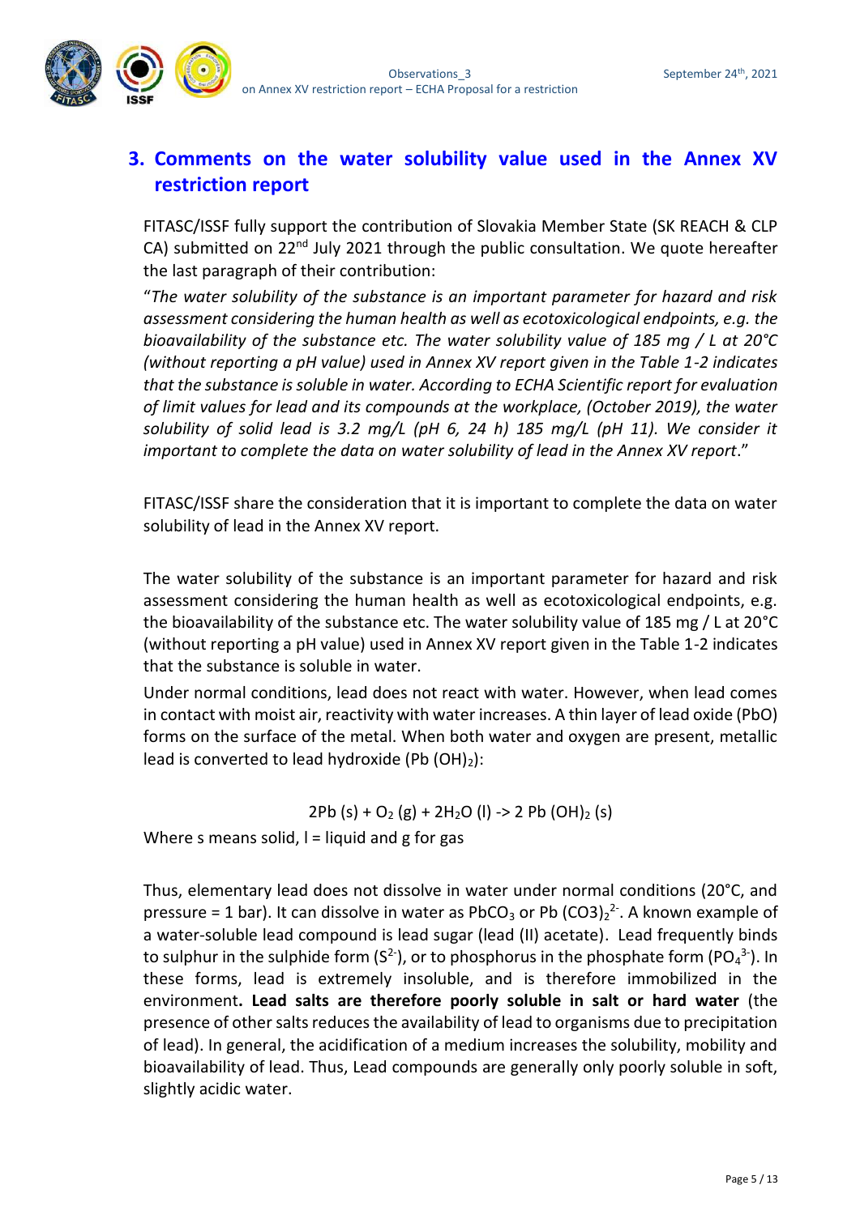## 3. Comments on the water solubility value used in the Annex XV restriction report

FITASC/ISSF fully support the contribution of Slovakia Member State (SK REACH & CLP CA) submitted on 22nd July 2021 through the public consultation. We quote hereafter the last paragraph of their contribution:

"*The water solubility of the substance is an important parameter for hazard and risk assessment considering the human health as well as ecotoxicological endpoints, e.g. the bioavailability of the substance etc. The water solubility value of 185 mg / L at 20°C (without reporting a pH value) used in Annex XV report given in the Table 1-2 indicates that the substance is soluble in water. According to ECHA Scientific report for evaluation of limit values for lead and its compounds at the workplace, (October 2019), the water solubility of solid lead is 3.2 mg/L (pH 6, 24 h) 185 mg/L (pH 11). We consider it important to complete the data on water solubility of lead in the Annex XV report*."

FITASC/ISSF share the consideration that it is important to complete the data on water solubility of lead in the Annex XV report.

The water solubility of the substance is an important parameter for hazard and risk assessment considering the human health as well as ecotoxicological endpoints, e.g. the bioavailability of the substance etc. The water solubility value of 185 mg / L at 20°C (without reporting a pH value) used in Annex XV report given in the Table 1-2 indicates that the substance is soluble in water.

Under normal conditions, lead does not react with water. However, when lead comes in contact with moist air, reactivity with water increases. A thin layer of lead oxide (PbO) forms on the surface of the metal. When both water and oxygen are present, metallic lead is converted to lead hydroxide ($Pb(OH)_2$):

$$2Pb\,(s) + O_2\,(g) + 2H_2O\,(l) \rightarrow 2\,Pb(OH)_2\,(s)$$

Where s means solid, l = liquid and g for gas

Thus, elementary lead does not dissolve in water under normal conditions (20°C, and pressure = 1 bar). It can dissolve in water as $PbCO_3$ or $Pb(CO3)_2^{2-}$. A known example of a water-soluble lead compound is lead sugar (lead (II) acetate). Lead frequently binds to sulphur in the sulphide form ($S^{2-}$), or to phosphorus in the phosphate form ($PO_4^{3-}$). In these forms, lead is extremely insoluble, and is therefore immobilized in the environment**. Lead salts are therefore poorly soluble in salt or hard water** (the presence of other salts reduces the availability of lead to organisms due to precipitation of lead). In general, the acidification of a medium increases the solubility, mobility and bioavailability of lead. Thus, Lead compounds are generally only poorly soluble in soft, slightly acidic water.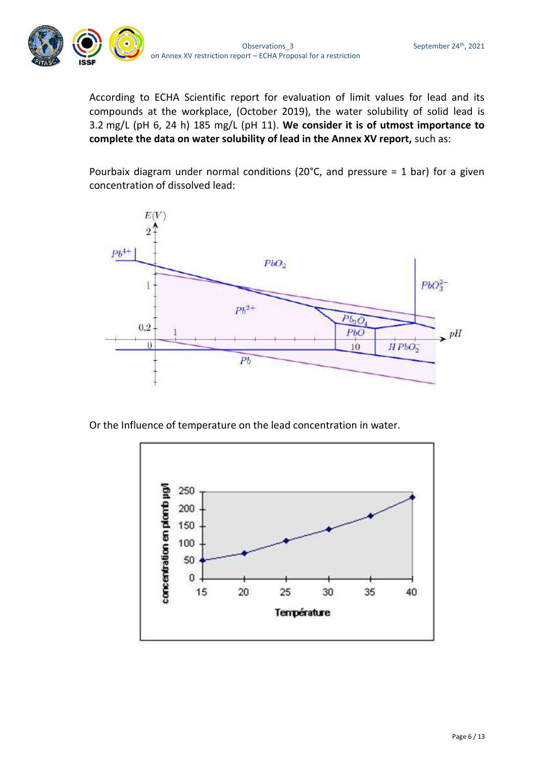According to ECHA Scientific report for evaluation of limit values for lead and its compounds at the workplace, (October 2019), the water solubility of solid lead is 3.2 mg/L (pH 6, 24 h) 185 mg/L (pH 11). **We consider it is of utmost importance to complete the data on water solubility of lead in the Annex XV report,** such as:

Pourbaix diagram under normal conditions (20°C, and pressure = 1 bar) for a given concentration of dissolved lead:

Or the Influence of temperature on the lead concentration in water.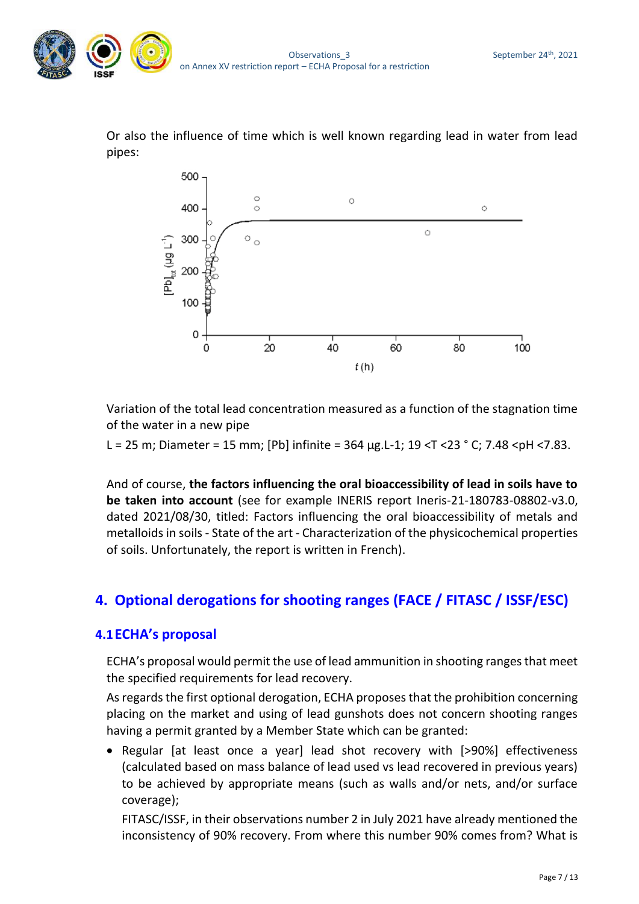Or also the influence of time which is well known regarding lead in water from lead pipes:

Variation of the total lead concentration measured as a function of the stagnation time of the water in a new pipe

L = 25 m; Diameter = 15 mm; [Pb] infinite = 364 µg.L-1; 19 <T <23 ° C; 7.48 <pH <7.83.

And of course, **the factors influencing the oral bioaccessibility of lead in soils have to be taken into account** (see for example INERIS report Ineris-21-180783-08802-v3.0, dated 2021/08/30, titled: Factors influencing the oral bioaccessibility of metals and metalloids in soils - State of the art - Characterization of the physicochemical properties of soils. Unfortunately, the report is written in French).

## 4. Optional derogations for shooting ranges (FACE / FITASC / ISSF/ESC)

### 4.1 ECHA's proposal

ECHA's proposal would permit the use of lead ammunition in shooting ranges that meet the specified requirements for lead recovery.

As regards the first optional derogation, ECHA proposes that the prohibition concerning placing on the market and using of lead gunshots does not concern shooting ranges having a permit granted by a Member State which can be granted:

- Regular [at least once a year] lead shot recovery with [>90%] effectiveness (calculated based on mass balance of lead used vs lead recovered in previous years) to be achieved by appropriate means (such as walls and/or nets, and/or surface coverage);

  FITASC/ISSF, in their observations number 2 in July 2021 have already mentioned the inconsistency of 90% recovery. From where this number 90% comes from? What is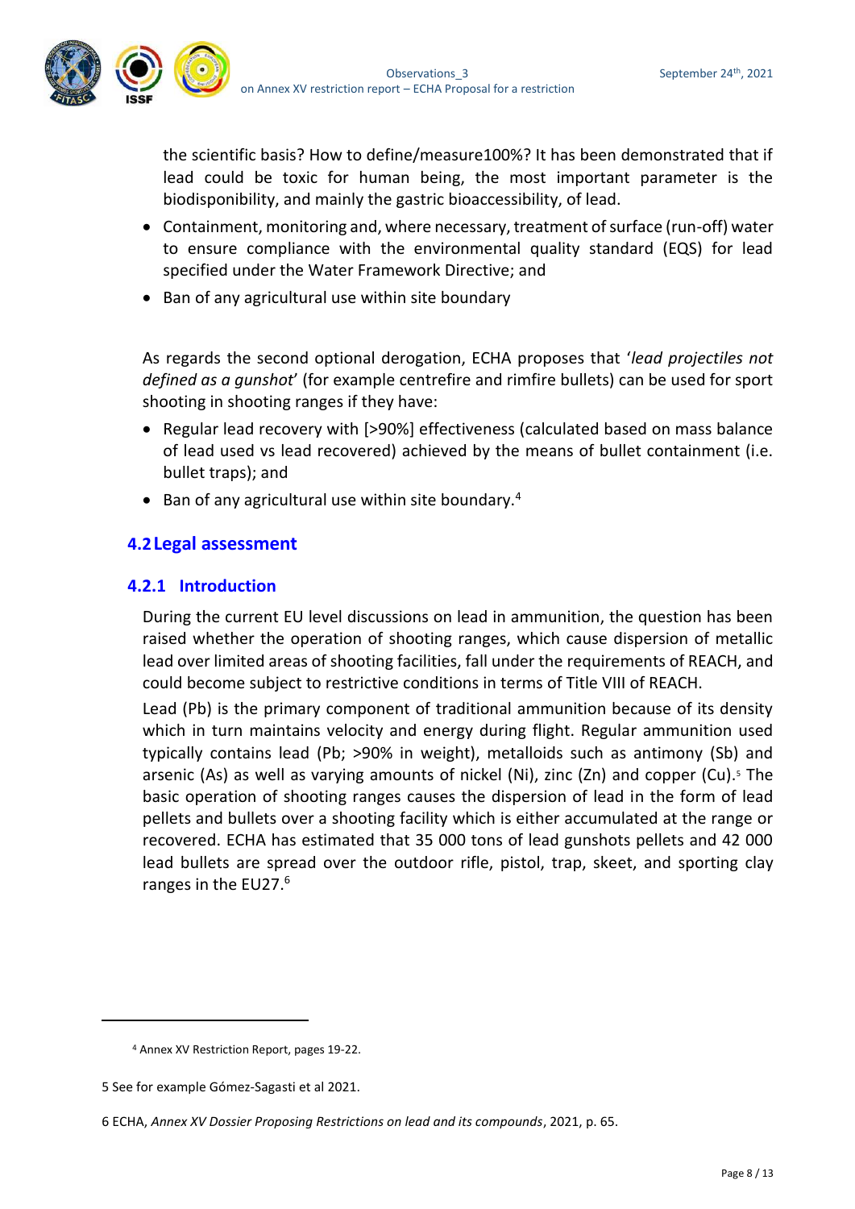the scientific basis? How to define/measure100%? It has been demonstrated that if lead could be toxic for human being, the most important parameter is the biodisponibility, and mainly the gastric bioaccessibility, of lead.

- Containment, monitoring and, where necessary, treatment of surface (run-off) water to ensure compliance with the environmental quality standard (EQS) for lead specified under the Water Framework Directive; and
- Ban of any agricultural use within site boundary

As regards the second optional derogation, ECHA proposes that '*lead projectiles not defined as a gunshot*' (for example centrefire and rimfire bullets) can be used for sport shooting in shooting ranges if they have:

- Regular lead recovery with [>90%] effectiveness (calculated based on mass balance of lead used vs lead recovered) achieved by the means of bullet containment (i.e. bullet traps); and
- Ban of any agricultural use within site boundary.[4]

## 4.2 Legal assessment

### 4.2.1 Introduction

During the current EU level discussions on lead in ammunition, the question has been raised whether the operation of shooting ranges, which cause dispersion of metallic lead over limited areas of shooting facilities, fall under the requirements of REACH, and could become subject to restrictive conditions in terms of Title VIII of REACH.

Lead (Pb) is the primary component of traditional ammunition because of its density which in turn maintains velocity and energy during flight. Regular ammunition used typically contains lead (Pb; >90% in weight), metalloids such as antimony (Sb) and arsenic (As) as well as varying amounts of nickel (Ni), zinc (Zn) and copper (Cu).[5] The basic operation of shooting ranges causes the dispersion of lead in the form of lead pellets and bullets over a shooting facility which is either accumulated at the range or recovered. ECHA has estimated that 35 000 tons of lead gunshots pellets and 42 000 lead bullets are spread over the outdoor rifle, pistol, trap, skeet, and sporting clay ranges in the EU27.[6]

---

[4] Annex XV Restriction Report, pages 19-22.

5 See for example Gómez-Sagasti et al 2021.

6 ECHA, *Annex XV Dossier Proposing Restrictions on lead and its compounds*, 2021, p. 65.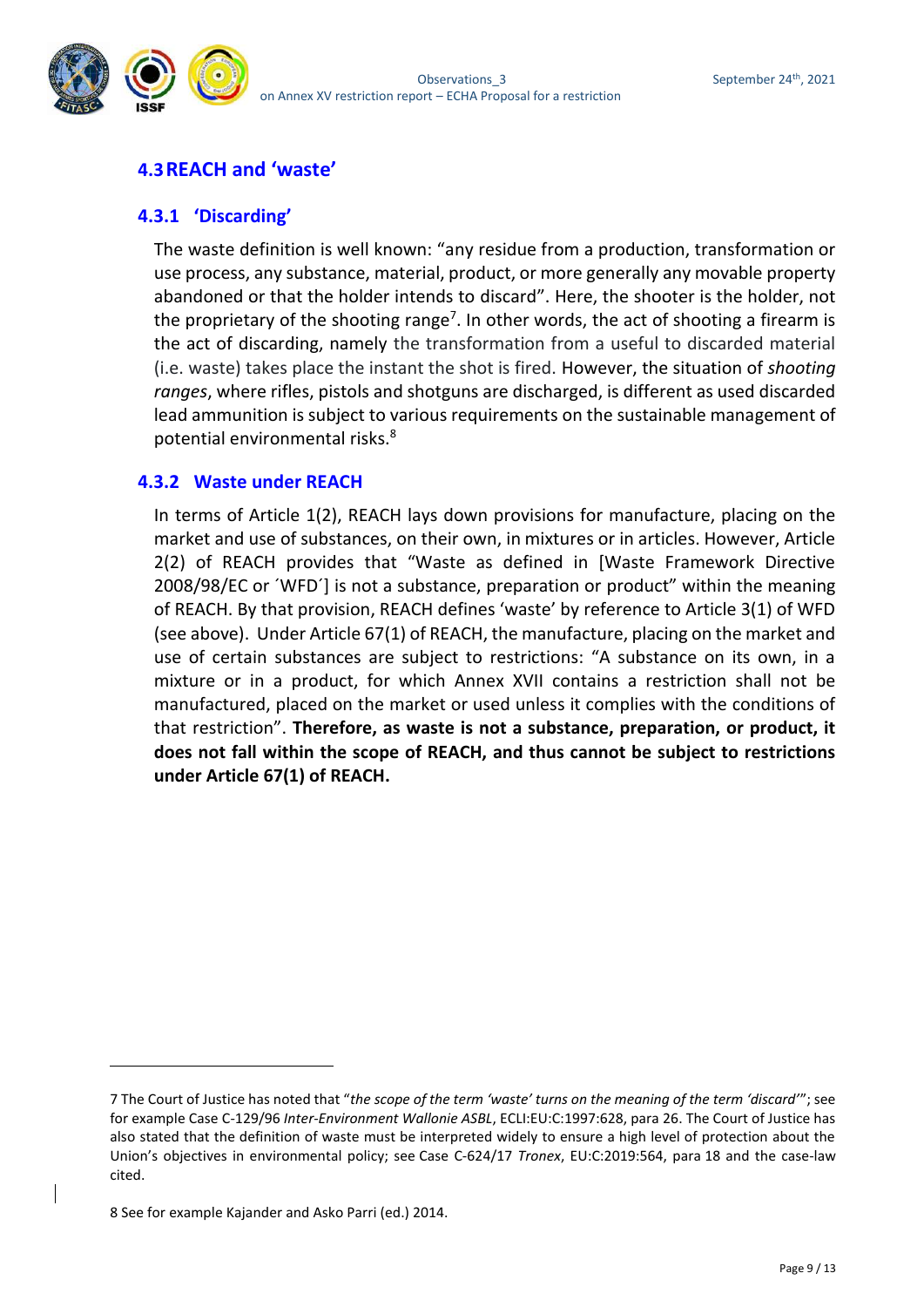## 4.3 REACH and 'waste'

### 4.3.1 'Discarding'

The waste definition is well known: "any residue from a production, transformation or use process, any substance, material, product, or more generally any movable property abandoned or that the holder intends to discard". Here, the shooter is the holder, not the proprietary of the shooting range[7]. In other words, the act of shooting a firearm is the act of discarding, namely the transformation from a useful to discarded material (i.e. waste) takes place the instant the shot is fired. However, the situation of *shooting ranges*, where rifles, pistols and shotguns are discharged, is different as used discarded lead ammunition is subject to various requirements on the sustainable management of potential environmental risks.[8]

### 4.3.2 Waste under REACH

In terms of Article 1(2), REACH lays down provisions for manufacture, placing on the market and use of substances, on their own, in mixtures or in articles. However, Article 2(2) of REACH provides that "Waste as defined in [Waste Framework Directive 2008/98/EC or ´WFD´] is not a substance, preparation or product" within the meaning of REACH. By that provision, REACH defines 'waste' by reference to Article 3(1) of WFD (see above). Under Article 67(1) of REACH, the manufacture, placing on the market and use of certain substances are subject to restrictions: "A substance on its own, in a mixture or in a product, for which Annex XVII contains a restriction shall not be manufactured, placed on the market or used unless it complies with the conditions of that restriction". **Therefore, as waste is not a substance, preparation, or product, it does not fall within the scope of REACH, and thus cannot be subject to restrictions under Article 67(1) of REACH.**

---

7 The Court of Justice has noted that "*the scope of the term 'waste' turns on the meaning of the term 'discard'*"; see for example Case C-129/96 *Inter-Environment Wallonie ASBL*, ECLI:EU:C:1997:628, para 26. The Court of Justice has also stated that the definition of waste must be interpreted widely to ensure a high level of protection about the Union's objectives in environmental policy; see Case C-624/17 *Tronex*, EU:C:2019:564, para 18 and the case-law cited.

8 See for example Kajander and Asko Parri (ed.) 2014.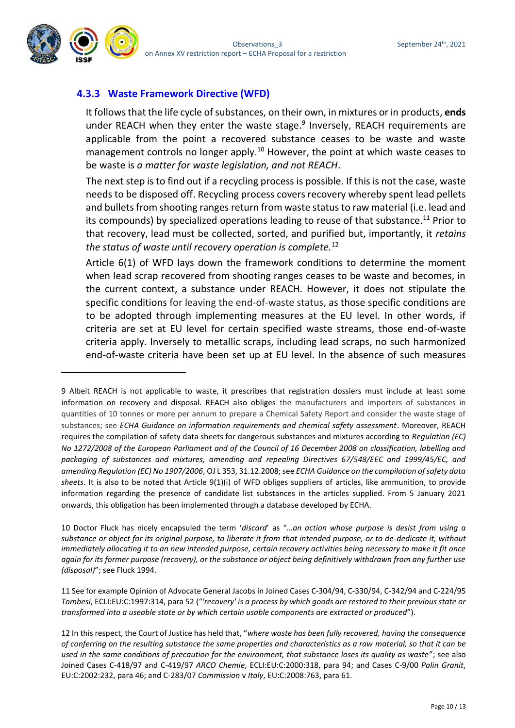### 4.3.3 Waste Framework Directive (WFD)

It follows that the life cycle of substances, on their own, in mixtures or in products, **ends** under REACH when they enter the waste stage.[9] Inversely, REACH requirements are applicable from the point a recovered substance ceases to be waste and waste management controls no longer apply.[10] However, the point at which waste ceases to be waste is *a matter for waste legislation, and not REACH*.

The next step is to find out if a recycling process is possible. If this is not the case, waste needs to be disposed off. Recycling process covers recovery whereby spent lead pellets and bullets from shooting ranges return from waste status to raw material (i.e. lead and its compounds) by specialized operations leading to reuse of that substance.[11] Prior to that recovery, lead must be collected, sorted, and purified but, importantly, it *retains the status of waste until recovery operation is complete.*[12]

Article 6(1) of WFD lays down the framework conditions to determine the moment when lead scrap recovered from shooting ranges ceases to be waste and becomes, in the current context, a substance under REACH. However, it does not stipulate the specific conditions for leaving the end-of-waste status, as those specific conditions are to be adopted through implementing measures at the EU level. In other words, if criteria are set at EU level for certain specified waste streams, those end-of-waste criteria apply. Inversely to metallic scraps, including lead scraps, no such harmonized end-of-waste criteria have been set up at EU level. In the absence of such measures

---

9 Albeit REACH is not applicable to waste, it prescribes that registration dossiers must include at least some information on recovery and disposal. REACH also obliges the manufacturers and importers of substances in quantities of 10 tonnes or more per annum to prepare a Chemical Safety Report and consider the waste stage of substances; see *ECHA Guidance on information requirements and chemical safety assessment*. Moreover, REACH requires the compilation of safety data sheets for dangerous substances and mixtures according to *Regulation (EC) No 1272/2008 of the European Parliament and of the Council of 16 December 2008 on classification, labelling and packaging of substances and mixtures, amending and repealing Directives 67/548/EEC and 1999/45/EC, and amending Regulation (EC) No 1907/2006*, OJ L 353, 31.12.2008; see *ECHA Guidance on the compilation of safety data sheets*. It is also to be noted that Article 9(1)(i) of WFD obliges suppliers of articles, like ammunition, to provide information regarding the presence of candidate list substances in the articles supplied. From 5 January 2021 onwards, this obligation has been implemented through a database developed by ECHA.

10 Doctor Fluck has nicely encapsuled the term '*discard*' as "*…an action whose purpose is desist from using a substance or object for its original purpose, to liberate it from that intended purpose, or to de-dedicate it, without immediately allocating it to an new intended purpose, certain recovery activities being necessary to make it fit once again for its former purpose (recovery), or the substance or object being definitively withdrawn from any further use (disposal)*"; see Fluck 1994.

11 See for example Opinion of Advocate General Jacobs in Joined Cases C-304/94, C-330/94, C-342/94 and C-224/95 *Tombesi*, ECLI:EU:C:1997:314, para 52 ("*'recovery' is a process by which goods are restored to their previous state or transformed into a useable state or by which certain usable components are extracted or produced*").

12 In this respect, the Court of Justice has held that, "*where waste has been fully recovered, having the consequence of conferring on the resulting substance the same properties and characteristics as a raw material, so that it can be used in the same conditions of precaution for the environment, that substance loses its quality as waste*"; see also Joined Cases C-418/97 and C-419/97 *ARCO Chemie*, ECLI:EU:C:2000:318, para 94; and Cases C-9/00 *Palin Granit*, EU:C:2002:232, para 46; and C-283/07 *Commission* v *Italy*, EU:C:2008:763, para 61.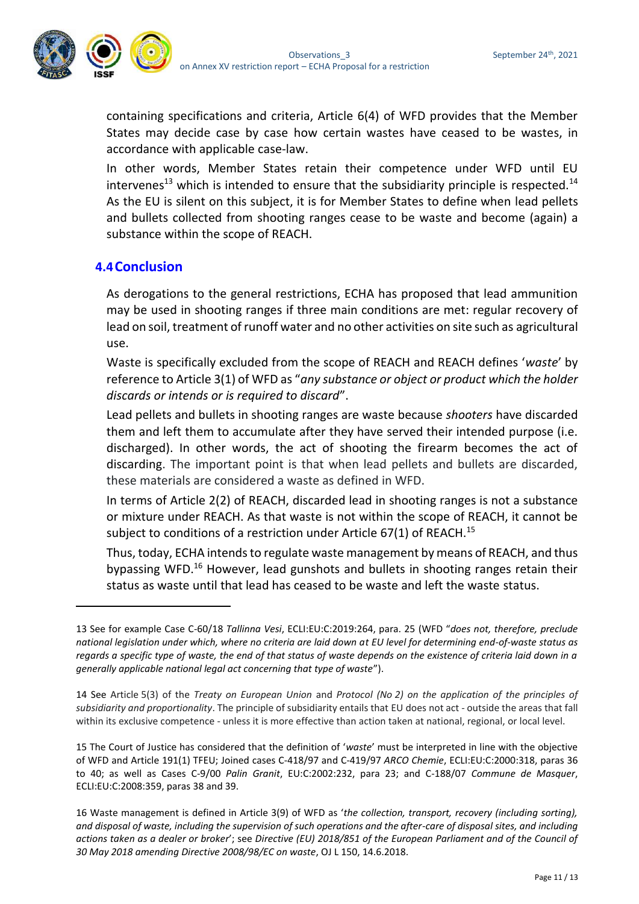containing specifications and criteria, Article 6(4) of WFD provides that the Member States may decide case by case how certain wastes have ceased to be wastes, in accordance with applicable case-law.

In other words, Member States retain their competence under WFD until EU intervenes[13] which is intended to ensure that the subsidiarity principle is respected.[14] As the EU is silent on this subject, it is for Member States to define when lead pellets and bullets collected from shooting ranges cease to be waste and become (again) a substance within the scope of REACH.

## 4.4 Conclusion

As derogations to the general restrictions, ECHA has proposed that lead ammunition may be used in shooting ranges if three main conditions are met: regular recovery of lead on soil, treatment of runoff water and no other activities on site such as agricultural use.

Waste is specifically excluded from the scope of REACH and REACH defines '*waste*' by reference to Article 3(1) of WFD as "*any substance or object or product which the holder discards or intends or is required to discard*".

Lead pellets and bullets in shooting ranges are waste because *shooters* have discarded them and left them to accumulate after they have served their intended purpose (i.e. discharged). In other words, the act of shooting the firearm becomes the act of discarding. The important point is that when lead pellets and bullets are discarded, these materials are considered a waste as defined in WFD.

In terms of Article 2(2) of REACH, discarded lead in shooting ranges is not a substance or mixture under REACH. As that waste is not within the scope of REACH, it cannot be subject to conditions of a restriction under Article 67(1) of REACH.[15]

Thus, today, ECHA intends to regulate waste management by means of REACH, and thus bypassing WFD.[16] However, lead gunshots and bullets in shooting ranges retain their status as waste until that lead has ceased to be waste and left the waste status.

---

13 See for example Case C-60/18 *Tallinna Vesi*, ECLI:EU:C:2019:264, para. 25 (WFD "*does not, therefore, preclude national legislation under which, where no criteria are laid down at EU level for determining end-of-waste status as regards a specific type of waste, the end of that status of waste depends on the existence of criteria laid down in a generally applicable national legal act concerning that type of waste*").

14 See Article 5(3) of the *Treaty on European Union* and *Protocol (No 2) on the application of the principles of subsidiarity and proportionality*. The principle of subsidiarity entails that EU does not act - outside the areas that fall within its exclusive competence - unless it is more effective than action taken at national, regional, or local level.

15 The Court of Justice has considered that the definition of '*waste*' must be interpreted in line with the objective of WFD and Article 191(1) TFEU; Joined cases C-418/97 and C-419/97 *ARCO Chemie*, ECLI:EU:C:2000:318, paras 36 to 40; as well as Cases C-9/00 *Palin Granit*, EU:C:2002:232, para 23; and C-188/07 *Commune de Masquer*, ECLI:EU:C:2008:359, paras 38 and 39.

16 Waste management is defined in Article 3(9) of WFD as '*the collection, transport, recovery (including sorting), and disposal of waste, including the supervision of such operations and the after-care of disposal sites, and including actions taken as a dealer or broker*'; see *Directive (EU) 2018/851 of the European Parliament and of the Council of 30 May 2018 amending Directive 2008/98/EC on waste*, OJ L 150, 14.6.2018.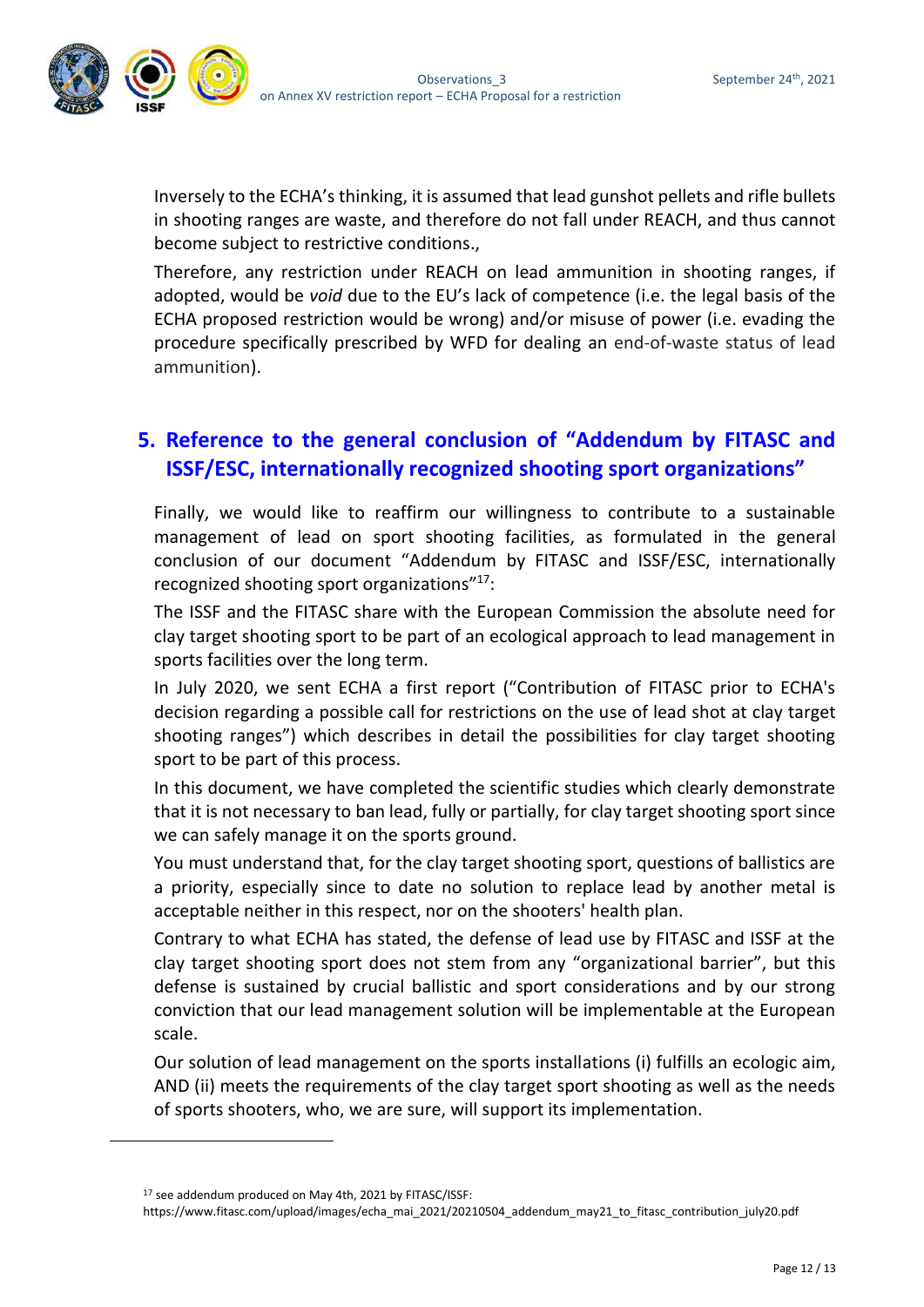Inversely to the ECHA's thinking, it is assumed that lead gunshot pellets and rifle bullets in shooting ranges are waste, and therefore do not fall under REACH, and thus cannot become subject to restrictive conditions.,

Therefore, any restriction under REACH on lead ammunition in shooting ranges, if adopted, would be *void* due to the EU's lack of competence (i.e. the legal basis of the ECHA proposed restriction would be wrong) and/or misuse of power (i.e. evading the procedure specifically prescribed by WFD for dealing an end-of-waste status of lead ammunition).

## 5. Reference to the general conclusion of "Addendum by FITASC and ISSF/ESC, internationally recognized shooting sport organizations"

Finally, we would like to reaffirm our willingness to contribute to a sustainable management of lead on sport shooting facilities, as formulated in the general conclusion of our document "Addendum by FITASC and ISSF/ESC, internationally recognized shooting sport organizations"[17]:

The ISSF and the FITASC share with the European Commission the absolute need for clay target shooting sport to be part of an ecological approach to lead management in sports facilities over the long term.

In July 2020, we sent ECHA a first report ("Contribution of FITASC prior to ECHA's decision regarding a possible call for restrictions on the use of lead shot at clay target shooting ranges") which describes in detail the possibilities for clay target shooting sport to be part of this process.

In this document, we have completed the scientific studies which clearly demonstrate that it is not necessary to ban lead, fully or partially, for clay target shooting sport since we can safely manage it on the sports ground.

You must understand that, for the clay target shooting sport, questions of ballistics are a priority, especially since to date no solution to replace lead by another metal is acceptable neither in this respect, nor on the shooters' health plan.

Contrary to what ECHA has stated, the defense of lead use by FITASC and ISSF at the clay target shooting sport does not stem from any "organizational barrier", but this defense is sustained by crucial ballistic and sport considerations and by our strong conviction that our lead management solution will be implementable at the European scale.

Our solution of lead management on the sports installations (i) fulfills an ecologic aim, AND (ii) meets the requirements of the clay target sport shooting as well as the needs of sports shooters, who, we are sure, will support its implementation.

---

[17] see addendum produced on May 4th, 2021 by FITASC/ISSF: https://www.fitasc.com/upload/images/echa_mai_2021/20210504_addendum_may21_to_fitasc_contribution_july20.pdf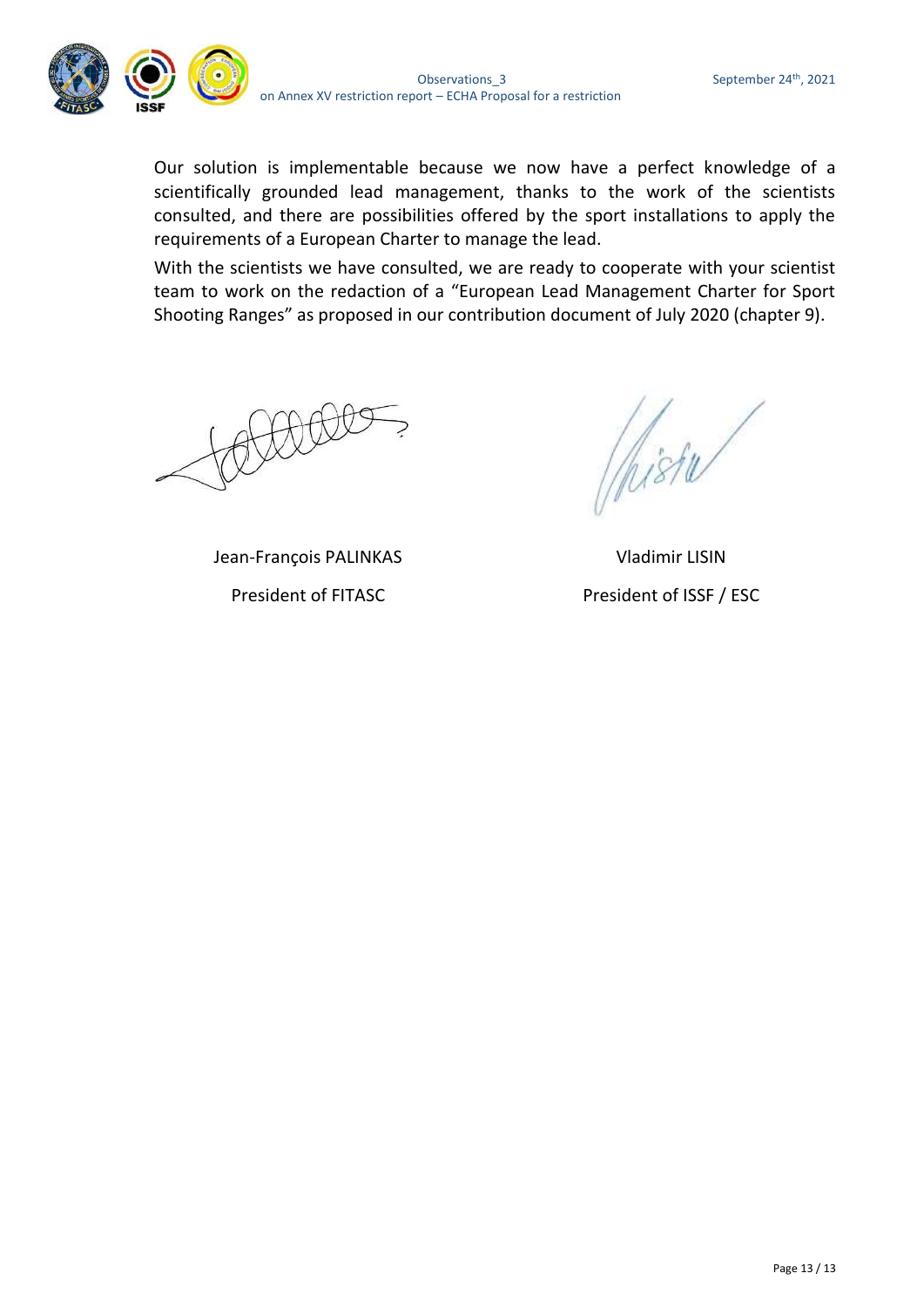Our solution is implementable because we now have a perfect knowledge of a scientifically grounded lead management, thanks to the work of the scientists consulted, and there are possibilities offered by the sport installations to apply the requirements of a European Charter to manage the lead.

With the scientists we have consulted, we are ready to cooperate with your scientist team to work on the redaction of a "European Lead Management Charter for Sport Shooting Ranges" as proposed in our contribution document of July 2020 (chapter 9).

Jean-François PALINKAS

President of FITASC

Vladimir LISIN

President of ISSF / ESC